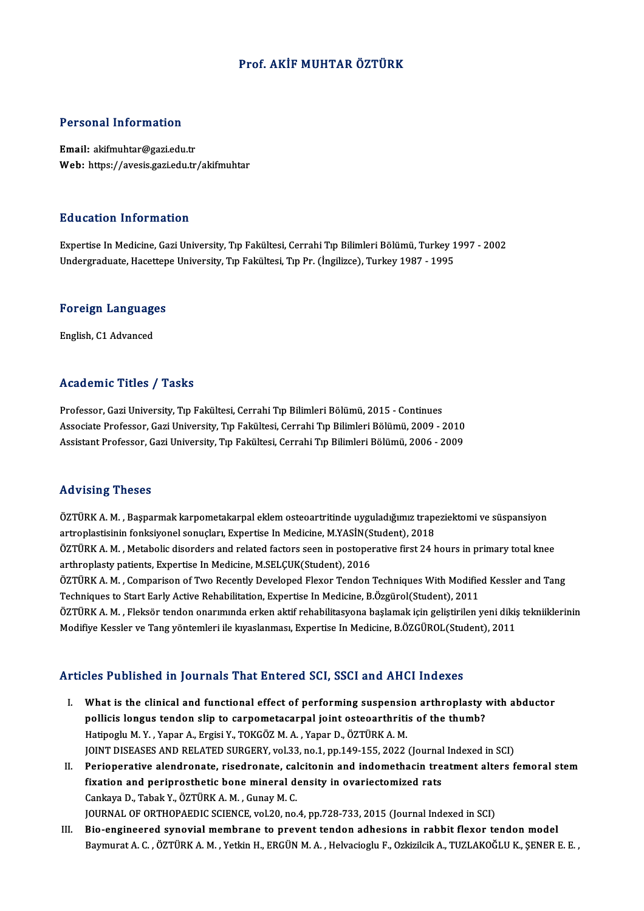# Prof. AKİF MUHTAR ÖZTÜRK

## Personal Information

**Email:** akifmuhtar@gazi.edu.tr
**Web:** https://avesis.gazi.edu.tr/akifmuhtar

## Education Information

Expertise In Medicine, Gazi University, Tıp Fakültesi, Cerrahi Tıp Bilimleri Bölümü, Turkey 1997 - 2002
Undergraduate, Hacettepe University, Tıp Fakültesi, Tıp Pr. (İngilizce), Turkey 1987 - 1995

## Foreign Languages

English, C1 Advanced

## Academic Titles / Tasks

Professor, Gazi University, Tıp Fakültesi, Cerrahi Tıp Bilimleri Bölümü, 2015 - Continues
Associate Professor, Gazi University, Tıp Fakültesi, Cerrahi Tıp Bilimleri Bölümü, 2009 - 2010
Assistant Professor, Gazi University, Tıp Fakültesi, Cerrahi Tıp Bilimleri Bölümü, 2006 - 2009

## Advising Theses

ÖZTÜRK A. M. , Başparmak karpometakarpal eklem osteoartritinde uyguladığımız trapeziektomi ve süspansiyon artroplastisinin fonksiyonel sonuçları, Expertise In Medicine, M.YASİN(Student), 2018

ÖZTÜRK A. M. , Metabolic disorders and related factors seen in postoperative first 24 hours in primary total knee arthroplasty patients, Expertise In Medicine, M.SELÇUK(Student), 2016

ÖZTÜRK A. M. , Comparison of Two Recently Developed Flexor Tendon Techniques With Modified Kessler and Tang Techniques to Start Early Active Rehabilitation, Expertise In Medicine, B.Özgürol(Student), 2011

ÖZTÜRK A. M. , Fleksör tendon onarımında erken aktif rehabilitasyona başlamak için geliştirilen yeni dikiş tekniiklerinin Modifiye Kessler ve Tang yöntemleri ile kıyaslanması, Expertise In Medicine, B.ÖZGÜROL(Student), 2011

## Articles Published in Journals That Entered SCI, SSCI and AHCI Indexes

I. **What is the clinical and functional effect of performing suspension arthroplasty with abductor pollicis longus tendon slip to carpometacarpal joint osteoarthritis of the thumb?**
Hatipoglu M. Y. , Yapar A., Ergisi Y., TOKGÖZ M. A. , Yapar D., ÖZTÜRK A. M.
JOINT DISEASES AND RELATED SURGERY, vol.33, no.1, pp.149-155, 2022 (Journal Indexed in SCI)

II. **Perioperative alendronate, risedronate, calcitonin and indomethacin treatment alters femoral stem fixation and periprosthetic bone mineral density in ovariectomized rats**
Cankaya D., Tabak Y., ÖZTÜRK A. M. , Gunay M. C.
JOURNAL OF ORTHOPAEDIC SCIENCE, vol.20, no.4, pp.728-733, 2015 (Journal Indexed in SCI)

III. **Bio-engineered synovial membrane to prevent tendon adhesions in rabbit flexor tendon model**
Baymurat A. C. , ÖZTÜRK A. M. , Yetkin H., ERGÜN M. A. , Helvacioglu F., Ozkizilcik A., TUZLAKOĞLU K., ŞENER E. E. ,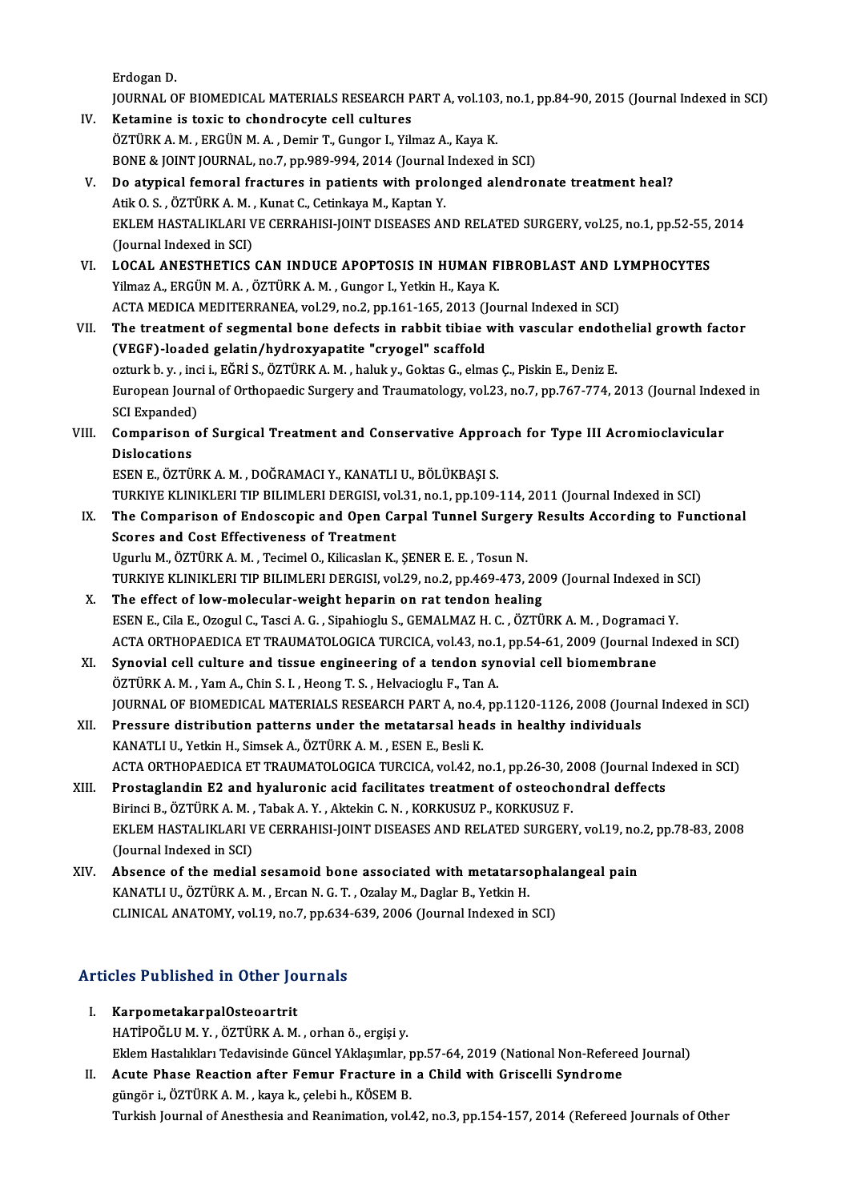Erdogan D.
JOURNAL OF BIOMEDICAL MATERIALS RESEARCH PART A, vol.103, no.1, pp.84-90, 2015 (Journal Indexed in SCI)

IV. **Ketamine is toxic to chondrocyte cell cultures**
ÖZTÜRK A. M. , ERGÜN M. A. , Demir T., Gungor I., Yilmaz A., Kaya K.
BONE & JOINT JOURNAL, no.7, pp.989-994, 2014 (Journal Indexed in SCI)

V. **Do atypical femoral fractures in patients with prolonged alendronate treatment heal?**
Atik O. S. , ÖZTÜRK A. M. , Kunat C., Cetinkaya M., Kaptan Y.
EKLEM HASTALIKLARI VE CERRAHISI-JOINT DISEASES AND RELATED SURGERY, vol.25, no.1, pp.52-55, 2014 (Journal Indexed in SCI)

VI. **LOCAL ANESTHETICS CAN INDUCE APOPTOSIS IN HUMAN FIBROBLAST AND LYMPHOCYTES**
Yilmaz A., ERGÜN M. A. , ÖZTÜRK A. M. , Gungor I., Yetkin H., Kaya K.
ACTA MEDICA MEDITERRANEA, vol.29, no.2, pp.161-165, 2013 (Journal Indexed in SCI)

VII. **The treatment of segmental bone defects in rabbit tibiae with vascular endothelial growth factor (VEGF)-loaded gelatin/hydroxyapatite "cryogel" scaffold**
ozturk b. y. , inci i., EĞRİ S., ÖZTÜRK A. M. , haluk y., Goktas G., elmas Ç., Piskin E., Deniz E.
European Journal of Orthopaedic Surgery and Traumatology, vol.23, no.7, pp.767-774, 2013 (Journal Indexed in SCI Expanded)

VIII. **Comparison of Surgical Treatment and Conservative Approach for Type III Acromioclavicular Dislocations**
ESEN E., ÖZTÜRK A. M. , DOĞRAMACI Y., KANATLI U., BÖLÜKBAŞI S.
TURKIYE KLINIKLERI TIP BILIMLERI DERGISI, vol.31, no.1, pp.109-114, 2011 (Journal Indexed in SCI)

IX. **The Comparison of Endoscopic and Open Carpal Tunnel Surgery Results According to Functional Scores and Cost Effectiveness of Treatment**
Ugurlu M., ÖZTÜRK A. M. , Tecimel O., Kilicaslan K., ŞENER E. E. , Tosun N.
TURKIYE KLINIKLERI TIP BILIMLERI DERGISI, vol.29, no.2, pp.469-473, 2009 (Journal Indexed in SCI)

X. **The effect of low-molecular-weight heparin on rat tendon healing**
ESEN E., Cila E., Ozogul C., Tasci A. G. , Sipahioglu S., GEMALMAZ H. C. , ÖZTÜRK A. M. , Dogramaci Y.
ACTA ORTHOPAEDICA ET TRAUMATOLOGICA TURCICA, vol.43, no.1, pp.54-61, 2009 (Journal Indexed in SCI)

XI. **Synovial cell culture and tissue engineering of a tendon synovial cell biomembrane**
ÖZTÜRK A. M. , Yam A., Chin S. I. , Heong T. S. , Helvacioglu F., Tan A.
JOURNAL OF BIOMEDICAL MATERIALS RESEARCH PART A, no.4, pp.1120-1126, 2008 (Journal Indexed in SCI)

XII. **Pressure distribution patterns under the metatarsal heads in healthy individuals**
KANATLI U., Yetkin H., Simsek A., ÖZTÜRK A. M. , ESEN E., Besli K.
ACTA ORTHOPAEDICA ET TRAUMATOLOGICA TURCICA, vol.42, no.1, pp.26-30, 2008 (Journal Indexed in SCI)

XIII. **Prostaglandin E2 and hyaluronic acid facilitates treatment of osteochondral deffects**
Birinci B., ÖZTÜRK A. M. , Tabak A. Y. , Aktekin C. N. , KORKUSUZ P., KORKUSUZ F.
EKLEM HASTALIKLARI VE CERRAHISI-JOINT DISEASES AND RELATED SURGERY, vol.19, no.2, pp.78-83, 2008 (Journal Indexed in SCI)

XIV. **Absence of the medial sesamoid bone associated with metatarsophalangeal pain**
KANATLI U., ÖZTÜRK A. M. , Ercan N. G. T. , Ozalay M., Daglar B., Yetkin H.
CLINICAL ANATOMY, vol.19, no.7, pp.634-639, 2006 (Journal Indexed in SCI)

## Articles Published in Other Journals

I. **KarpometakarpalOsteoartrit**
HATİPOĞLU M. Y. , ÖZTÜRK A. M. , orhan ö., ergişi y.
Eklem Hastalıkları Tedavisinde Güncel YAklaşımlar, pp.57-64, 2019 (National Non-Refereed Journal)

II. **Acute Phase Reaction after Femur Fracture in a Child with Griscelli Syndrome**
güngör i., ÖZTÜRK A. M. , kaya k., çelebi h., KÖSEM B.
Turkish Journal of Anesthesia and Reanimation, vol.42, no.3, pp.154-157, 2014 (Refereed Journals of Other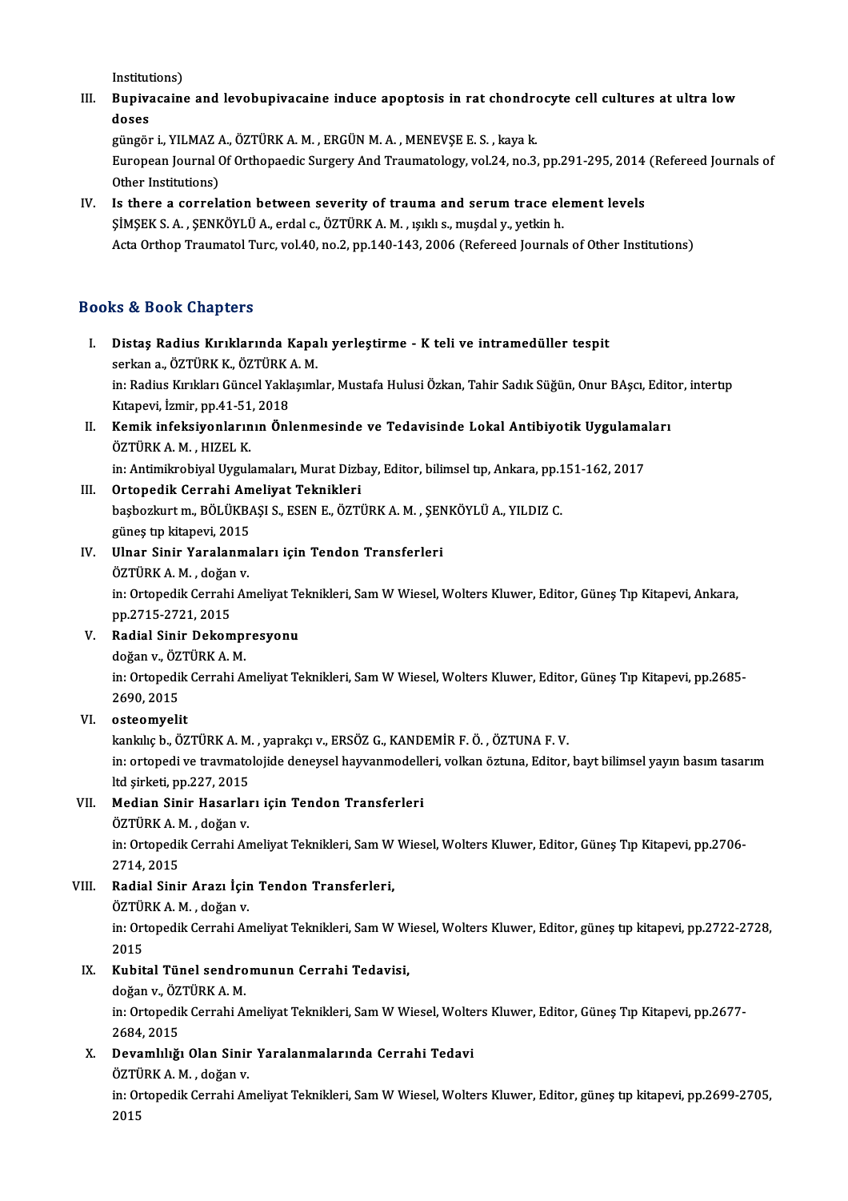Institutions)

III. **Bupivacaine and levobupivacaine induce apoptosis in rat chondrocyte cell cultures at ultra low doses**
güngör i., YILMAZ A., ÖZTÜRK A. M. , ERGÜN M. A. , MENEVŞE E. S. , kaya k.
European Journal Of Orthopaedic Surgery And Traumatology, vol.24, no.3, pp.291-295, 2014 (Refereed Journals of Other Institutions)

IV. **Is there a correlation between severity of trauma and serum trace element levels**
ŞİMŞEK S. A. , ŞENKÖYLÜ A., erdal c., ÖZTÜRK A. M. , ışıklı s., muşdal y., yetkin h.
Acta Orthop Traumatol Turc, vol.40, no.2, pp.140-143, 2006 (Refereed Journals of Other Institutions)

## Books & Book Chapters

I. **Distaş Radius Kırıklarında Kapalı yerleştirme - K teli ve intramedüller tespit**
serkan a., ÖZTÜRK K., ÖZTÜRK A. M.
in: Radius Kırıkları Güncel Yaklaşımlar, Mustafa Hulusi Özkan, Tahir Sadık Süğün, Onur BAşcı, Editor, intertıp Kıtapevi, İzmir, pp.41-51, 2018

II. **Kemik infeksiyonlarının Önlenmesinde ve Tedavisinde Lokal Antibiyotik Uygulamaları**
ÖZTÜRK A. M. , HIZEL K.
in: Antimikrobiyal Uygulamaları, Murat Dizbay, Editor, bilimsel tıp, Ankara, pp.151-162, 2017

III. **Ortopedik Cerrahi Ameliyat Teknikleri**
başbozkurt m., BÖLÜKBAŞI S., ESEN E., ÖZTÜRK A. M. , ŞENKÖYLÜ A., YILDIZ C.
güneş tıp kitapevi, 2015

IV. **Ulnar Sinir Yaralanmaları için Tendon Transferleri**
ÖZTÜRK A. M. , doğan v.
in: Ortopedik Cerrahi Ameliyat Teknikleri, Sam W Wiesel, Wolters Kluwer, Editor, Güneş Tıp Kitapevi, Ankara, pp.2715-2721, 2015

V. **Radial Sinir Dekompresyonu**
doğan v., ÖZTÜRK A. M.
in: Ortopedik Cerrahi Ameliyat Teknikleri, Sam W Wiesel, Wolters Kluwer, Editor, Güneş Tıp Kitapevi, pp.2685-2690, 2015

VI. **osteomyelit**
kankılıç b., ÖZTÜRK A. M. , yaprakçı v., ERSÖZ G., KANDEMİR F. Ö. , ÖZTUNA F. V.
in: ortopedi ve travmatolojide deneysel hayvanmodelleri, volkan öztuna, Editor, bayt bilimsel yayın basım tasarım ltd şirketi, pp.227, 2015

VII. **Median Sinir Hasarları için Tendon Transferleri**
ÖZTÜRK A. M. , doğan v.
in: Ortopedik Cerrahi Ameliyat Teknikleri, Sam W Wiesel, Wolters Kluwer, Editor, Güneş Tıp Kitapevi, pp.2706-2714, 2015

VIII. **Radial Sinir Arazı İçin Tendon Transferleri,**
ÖZTÜRK A. M. , doğan v.
in: Ortopedik Cerrahi Ameliyat Teknikleri, Sam W Wiesel, Wolters Kluwer, Editor, güneş tıp kitapevi, pp.2722-2728, 2015

IX. **Kubital Tünel sendromunun Cerrahi Tedavisi,**
doğan v., ÖZTÜRK A. M.
in: Ortopedik Cerrahi Ameliyat Teknikleri, Sam W Wiesel, Wolters Kluwer, Editor, Güneş Tıp Kitapevi, pp.2677-2684, 2015

X. **Devamlılığı Olan Sinir Yaralanmalarında Cerrahi Tedavi**
ÖZTÜRK A. M. , doğan v.
in: Ortopedik Cerrahi Ameliyat Teknikleri, Sam W Wiesel, Wolters Kluwer, Editor, güneş tıp kitapevi, pp.2699-2705, 2015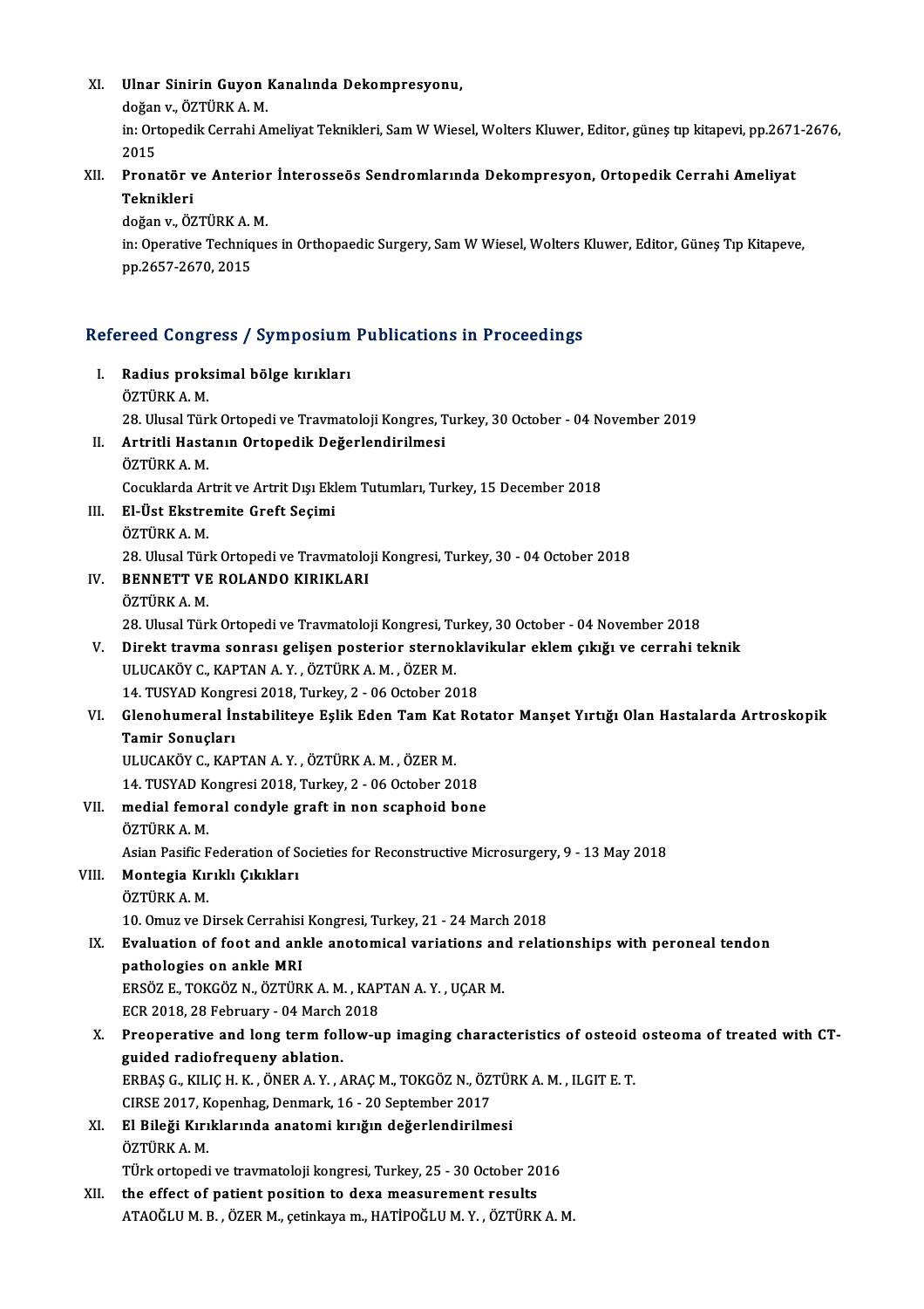XI. **Ulnar Sinirin Guyon Kanalında Dekompresyonu,**
doğan v., ÖZTÜRK A. M.
in: Ortopedik Cerrahi Ameliyat Teknikleri, Sam W Wiesel, Wolters Kluwer, Editor, güneş tıp kitapevi, pp.2671-2676, 2015

XII. **Pronatör ve Anterior İnterosseös Sendromlarında Dekompresyon, Ortopedik Cerrahi Ameliyat Teknikleri**
doğan v., ÖZTÜRK A. M.
in: Operative Techniques in Orthopaedic Surgery, Sam W Wiesel, Wolters Kluwer, Editor, Güneş Tıp Kitapeve, pp.2657-2670, 2015

## Refereed Congress / Symposium Publications in Proceedings

I. **Radius proksimal bölge kırıkları**
ÖZTÜRK A. M.
28. Ulusal Türk Ortopedi ve Travmatoloji Kongres, Turkey, 30 October - 04 November 2019

II. **Artritli Hastanın Ortopedik Değerlendirilmesi**
ÖZTÜRK A. M.
Cocuklarda Artrit ve Artrit Dışı Eklem Tutumları, Turkey, 15 December 2018

III. **El-Üst Ekstremite Greft Seçimi**
ÖZTÜRK A. M.
28. Ulusal Türk Ortopedi ve Travmatoloji Kongresi, Turkey, 30 - 04 October 2018

IV. **BENNETT VE ROLANDO KIRIKLARI**
ÖZTÜRK A. M.
28. Ulusal Türk Ortopedi ve Travmatoloji Kongresi, Turkey, 30 October - 04 November 2018

V. **Direkt travma sonrası gelişen posterior sternoklavikular eklem çıkığı ve cerrahi teknik**
ULUCAKÖY C., KAPTAN A. Y. , ÖZTÜRK A. M. , ÖZER M.
14. TUSYAD Kongresi 2018, Turkey, 2 - 06 October 2018

VI. **Glenohumeral İnstabiliteye Eşlik Eden Tam Kat Rotator Manşet Yırtığı Olan Hastalarda Artroskopik Tamir Sonuçları**
ULUCAKÖY C., KAPTAN A. Y. , ÖZTÜRK A. M. , ÖZER M.
14. TUSYAD Kongresi 2018, Turkey, 2 - 06 October 2018

VII. **medial femoral condyle graft in non scaphoid bone**
ÖZTÜRK A. M.
Asian Pasific Federation of Societies for Reconstructive Microsurgery, 9 - 13 May 2018

VIII. **Montegia Kırıklı Çıkıkları**
ÖZTÜRK A. M.
10. Omuz ve Dirsek Cerrahisi Kongresi, Turkey, 21 - 24 March 2018

IX. **Evaluation of foot and ankle anotomical variations and relationships with peroneal tendon pathologies on ankle MRI**
ERSÖZ E., TOKGÖZ N., ÖZTÜRK A. M. , KAPTAN A. Y. , UÇAR M.
ECR 2018, 28 February - 04 March 2018

X. **Preoperative and long term follow-up imaging characteristics of osteoid osteoma of treated with CT-guided radiofrequeny ablation.**
ERBAŞ G., KILIÇ H. K. , ÖNER A. Y. , ARAÇ M., TOKGÖZ N., ÖZTÜRK A. M. , ILGIT E. T.
CIRSE 2017, Kopenhag, Denmark, 16 - 20 September 2017

XI. **El Bileği Kırıklarında anatomi kırığın değerlendirilmesi**
ÖZTÜRK A. M.
TÜrk ortopedi ve travmatoloji kongresi, Turkey, 25 - 30 October 2016

XII. **the effect of patient position to dexa measurement results**
ATAOĞLU M. B. , ÖZER M., çetinkaya m., HATİPOĞLU M. Y. , ÖZTÜRK A. M.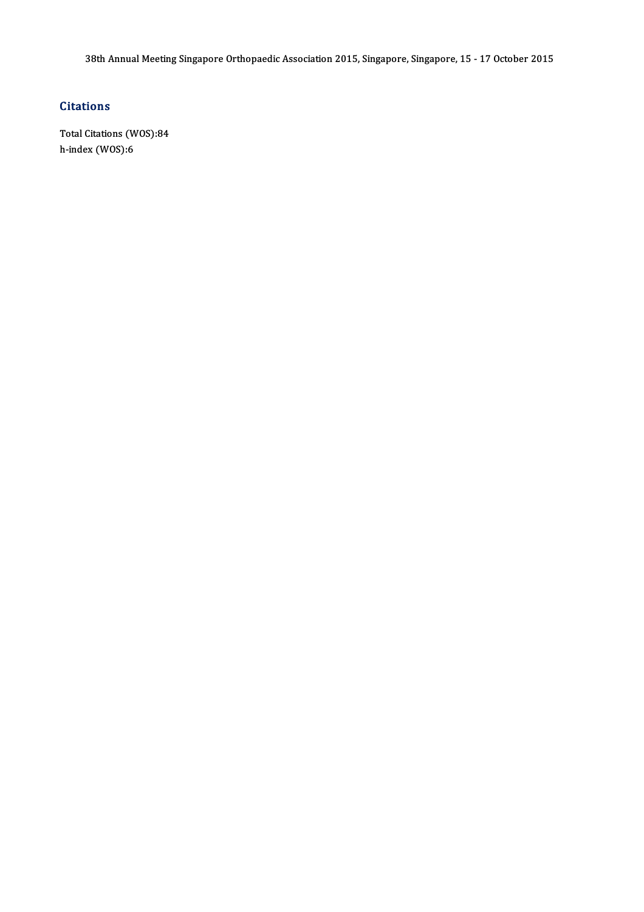38th Annual Meeting Singapore Orthopaedic Association 2015, Singapore, Singapore, 15 - 17 October 2015

## Citations

Total Citations (WOS):84
h-index (WOS):6